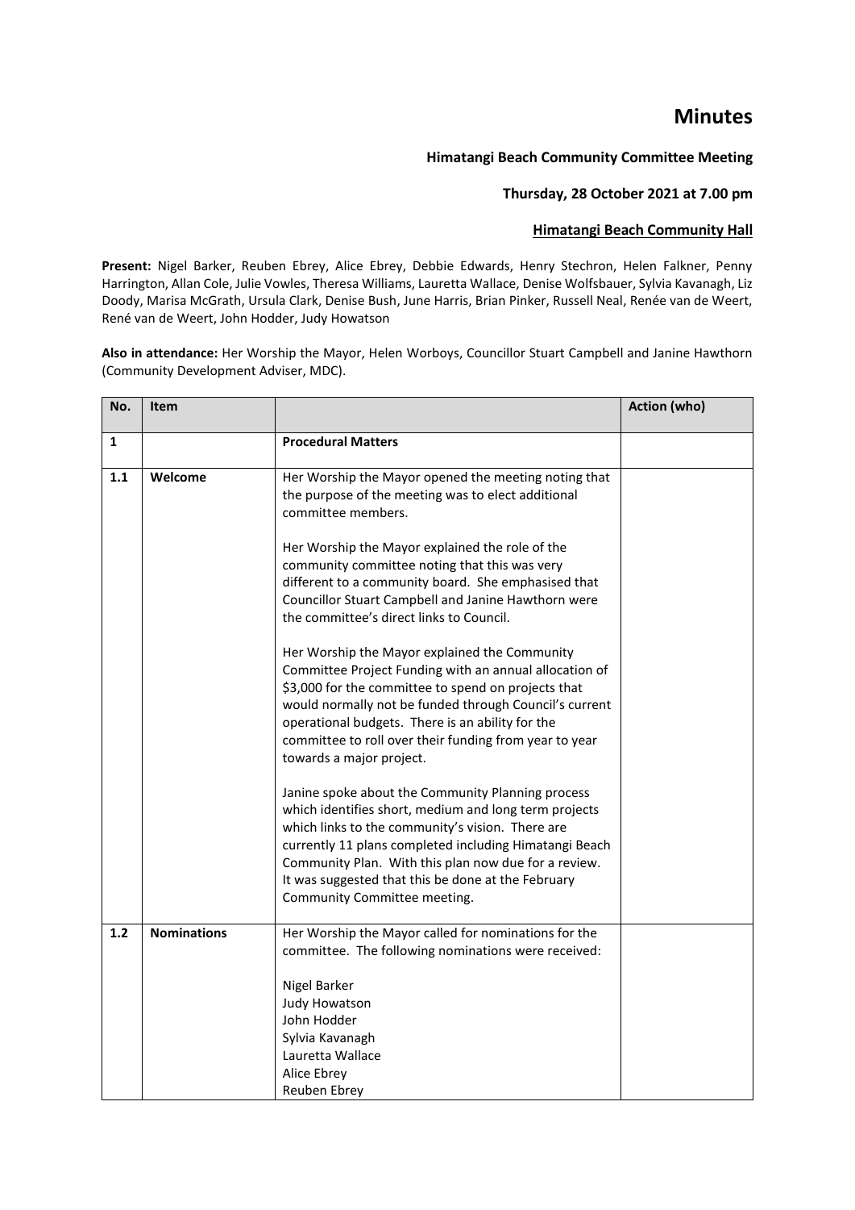# Minutes

**Himatangi Beach Community Committee Meeting**

**Thursday, 28 October 2021 at 7.00 pm**

**Himatangi Beach Community Hall**

**Present:** Nigel Barker, Reuben Ebrey, Alice Ebrey, Debbie Edwards, Henry Stechron, Helen Falkner, Penny Harrington, Allan Cole, Julie Vowles, Theresa Williams, Lauretta Wallace, Denise Wolfsbauer, Sylvia Kavanagh, Liz Doody, Marisa McGrath, Ursula Clark, Denise Bush, June Harris, Brian Pinker, Russell Neal, Renée van de Weert, René van de Weert, John Hodder, Judy Howatson

**Also in attendance:** Her Worship the Mayor, Helen Worboys, Councillor Stuart Campbell and Janine Hawthorn (Community Development Adviser, MDC).

| No. | Item | | Action (who) |
|---|---|---|---|
| **1** | | **Procedural Matters** | |
| **1.1** | **Welcome** | Her Worship the Mayor opened the meeting noting that the purpose of the meeting was to elect additional committee members.<br><br>Her Worship the Mayor explained the role of the community committee noting that this was very different to a community board. She emphasised that Councillor Stuart Campbell and Janine Hawthorn were the committee's direct links to Council.<br><br>Her Worship the Mayor explained the Community Committee Project Funding with an annual allocation of $3,000 for the committee to spend on projects that would normally not be funded through Council's current operational budgets. There is an ability for the committee to roll over their funding from year to year towards a major project.<br><br>Janine spoke about the Community Planning process which identifies short, medium and long term projects which links to the community's vision. There are currently 11 plans completed including Himatangi Beach Community Plan. With this plan now due for a review. It was suggested that this be done at the February Community Committee meeting. | |
| **1.2** | **Nominations** | Her Worship the Mayor called for nominations for the committee. The following nominations were received:<br><br>Nigel Barker<br>Judy Howatson<br>John Hodder<br>Sylvia Kavanagh<br>Lauretta Wallace<br>Alice Ebrey<br>Reuben Ebrey | |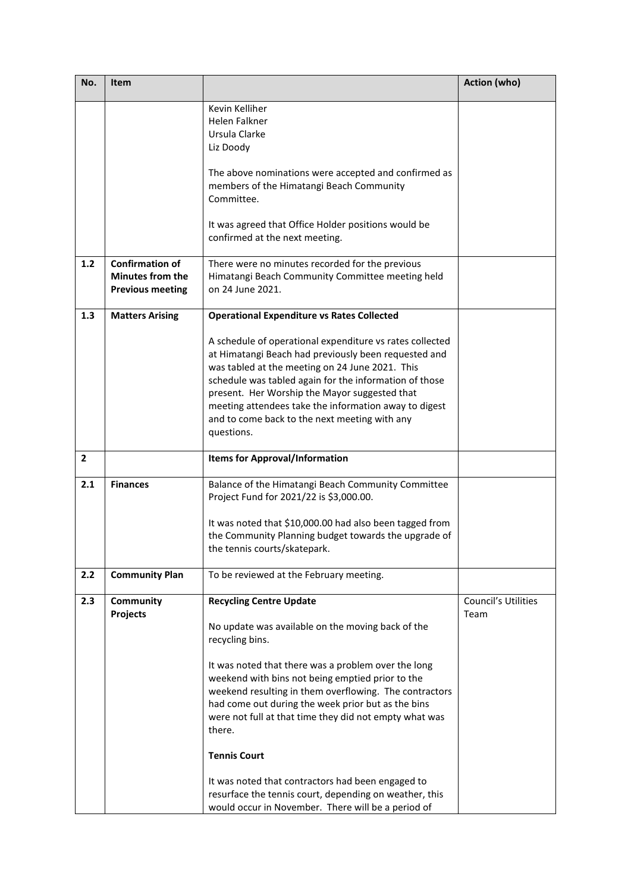| No. | Item | | Action (who) |
|---|---|---|---|
| | | Kevin Kelliher<br>Helen Falkner<br>Ursula Clarke<br>Liz Doody<br><br>The above nominations were accepted and confirmed as members of the Himatangi Beach Community Committee.<br><br>It was agreed that Office Holder positions would be confirmed at the next meeting. | |
| **1.2** | **Confirmation of Minutes from the Previous meeting** | There were no minutes recorded for the previous Himatangi Beach Community Committee meeting held on 24 June 2021. | |
| **1.3** | **Matters Arising** | **Operational Expenditure vs Rates Collected**<br><br>A schedule of operational expenditure vs rates collected at Himatangi Beach had previously been requested and was tabled at the meeting on 24 June 2021. This schedule was tabled again for the information of those present. Her Worship the Mayor suggested that meeting attendees take the information away to digest and to come back to the next meeting with any questions. | |
| **2** | | **Items for Approval/Information** | |
| **2.1** | **Finances** | Balance of the Himatangi Beach Community Committee Project Fund for 2021/22 is $3,000.00.<br><br>It was noted that $10,000.00 had also been tagged from the Community Planning budget towards the upgrade of the tennis courts/skatepark. | |
| **2.2** | **Community Plan** | To be reviewed at the February meeting. | |
| **2.3** | **Community Projects** | **Recycling Centre Update**<br><br>No update was available on the moving back of the recycling bins.<br><br>It was noted that there was a problem over the long weekend with bins not being emptied prior to the weekend resulting in them overflowing. The contractors had come out during the week prior but as the bins were not full at that time they did not empty what was there.<br><br>**Tennis Court**<br><br>It was noted that contractors had been engaged to resurface the tennis court, depending on weather, this would occur in November. There will be a period of | Council's Utilities Team |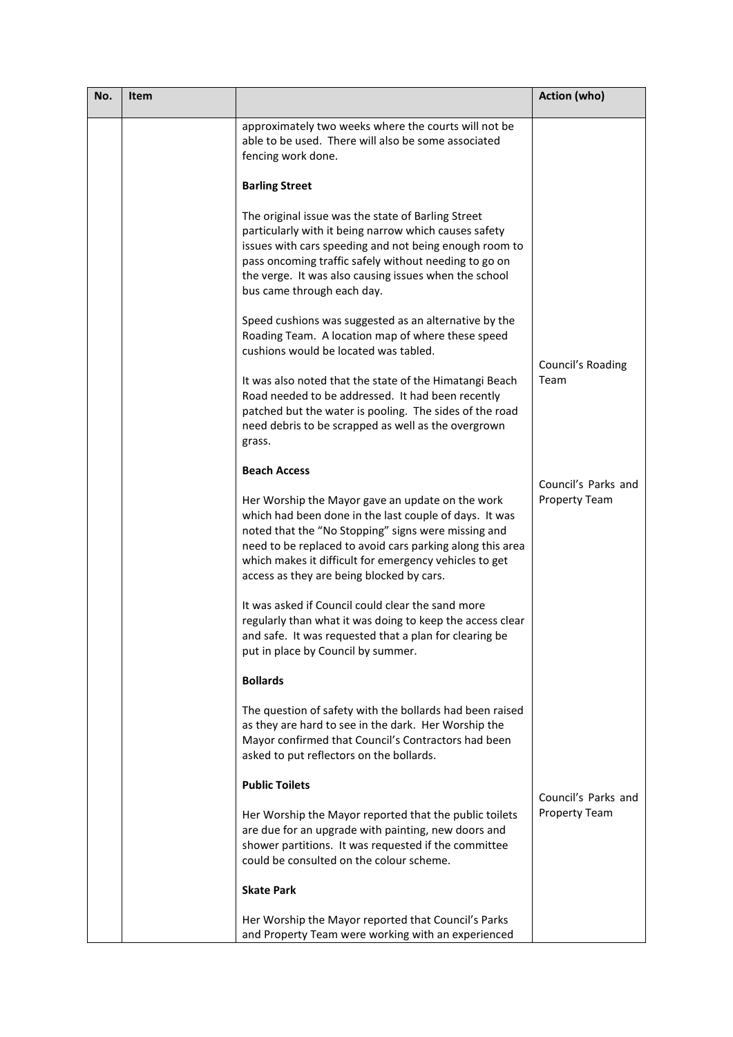| No. | Item | | Action (who) |
|---|---|---|---|
| | | approximately two weeks where the courts will not be able to be used. There will also be some associated fencing work done.<br><br>**Barling Street**<br><br>The original issue was the state of Barling Street particularly with it being narrow which causes safety issues with cars speeding and not being enough room to pass oncoming traffic safely without needing to go on the verge. It was also causing issues when the school bus came through each day.<br><br>Speed cushions was suggested as an alternative by the Roading Team. A location map of where these speed cushions would be located was tabled.<br><br>It was also noted that the state of the Himatangi Beach Road needed to be addressed. It had been recently patched but the water is pooling. The sides of the road need debris to be scrapped as well as the overgrown grass. | Council's Roading Team |
| | | **Beach Access**<br><br>Her Worship the Mayor gave an update on the work which had been done in the last couple of days. It was noted that the "No Stopping" signs were missing and need to be replaced to avoid cars parking along this area which makes it difficult for emergency vehicles to get access as they are being blocked by cars.<br><br>It was asked if Council could clear the sand more regularly than what it was doing to keep the access clear and safe. It was requested that a plan for clearing be put in place by Council by summer.<br><br>**Bollards**<br><br>The question of safety with the bollards had been raised as they are hard to see in the dark. Her Worship the Mayor confirmed that Council's Contractors had been asked to put reflectors on the bollards. | Council's Parks and Property Team |
| | | **Public Toilets**<br><br>Her Worship the Mayor reported that the public toilets are due for an upgrade with painting, new doors and shower partitions. It was requested if the committee could be consulted on the colour scheme. | Council's Parks and Property Team |
| | | **Skate Park**<br><br>Her Worship the Mayor reported that Council's Parks and Property Team were working with an experienced | |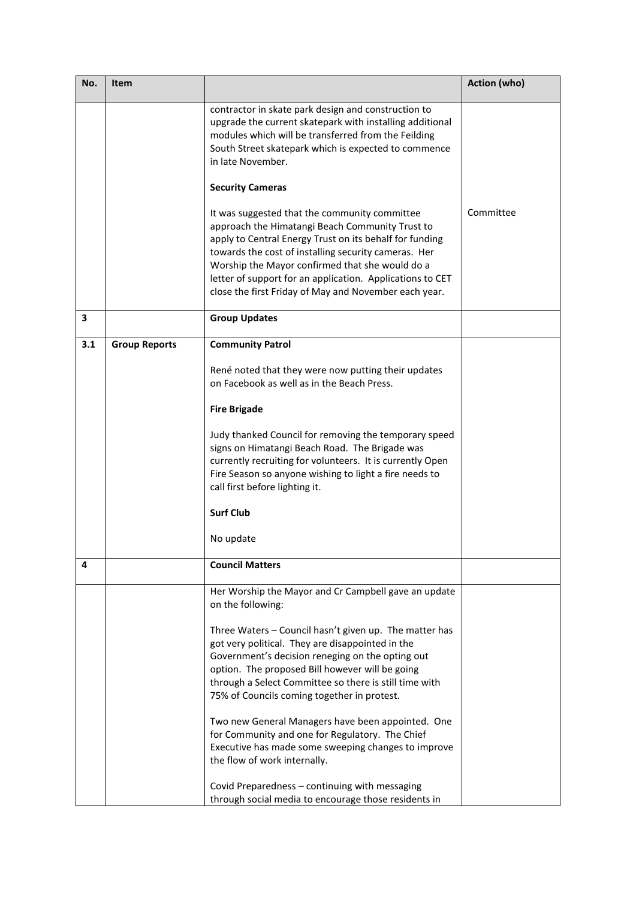| No. | Item | | Action (who) |
|---|---|---|---|
| | | contractor in skate park design and construction to upgrade the current skatepark with installing additional modules which will be transferred from the Feilding South Street skatepark which is expected to commence in late November.<br><br>**Security Cameras**<br><br>It was suggested that the community committee approach the Himatangi Beach Community Trust to apply to Central Energy Trust on its behalf for funding towards the cost of installing security cameras. Her Worship the Mayor confirmed that she would do a letter of support for an application. Applications to CET close the first Friday of May and November each year. | <br><br><br><br>Committee |
| **3** | | **Group Updates** | |
| **3.1** | **Group Reports** | **Community Patrol**<br><br>René noted that they were now putting their updates on Facebook as well as in the Beach Press.<br><br>**Fire Brigade**<br><br>Judy thanked Council for removing the temporary speed signs on Himatangi Beach Road. The Brigade was currently recruiting for volunteers. It is currently Open Fire Season so anyone wishing to light a fire needs to call first before lighting it.<br><br>**Surf Club**<br><br>No update | |
| **4** | | **Council Matters** | |
| | | Her Worship the Mayor and Cr Campbell gave an update on the following:<br><br>Three Waters – Council hasn't given up. The matter has got very political. They are disappointed in the Government's decision reneging on the opting out option. The proposed Bill however will be going through a Select Committee so there is still time with 75% of Councils coming together in protest.<br><br>Two new General Managers have been appointed. One for Community and one for Regulatory. The Chief Executive has made some sweeping changes to improve the flow of work internally.<br><br>Covid Preparedness – continuing with messaging through social media to encourage those residents in | |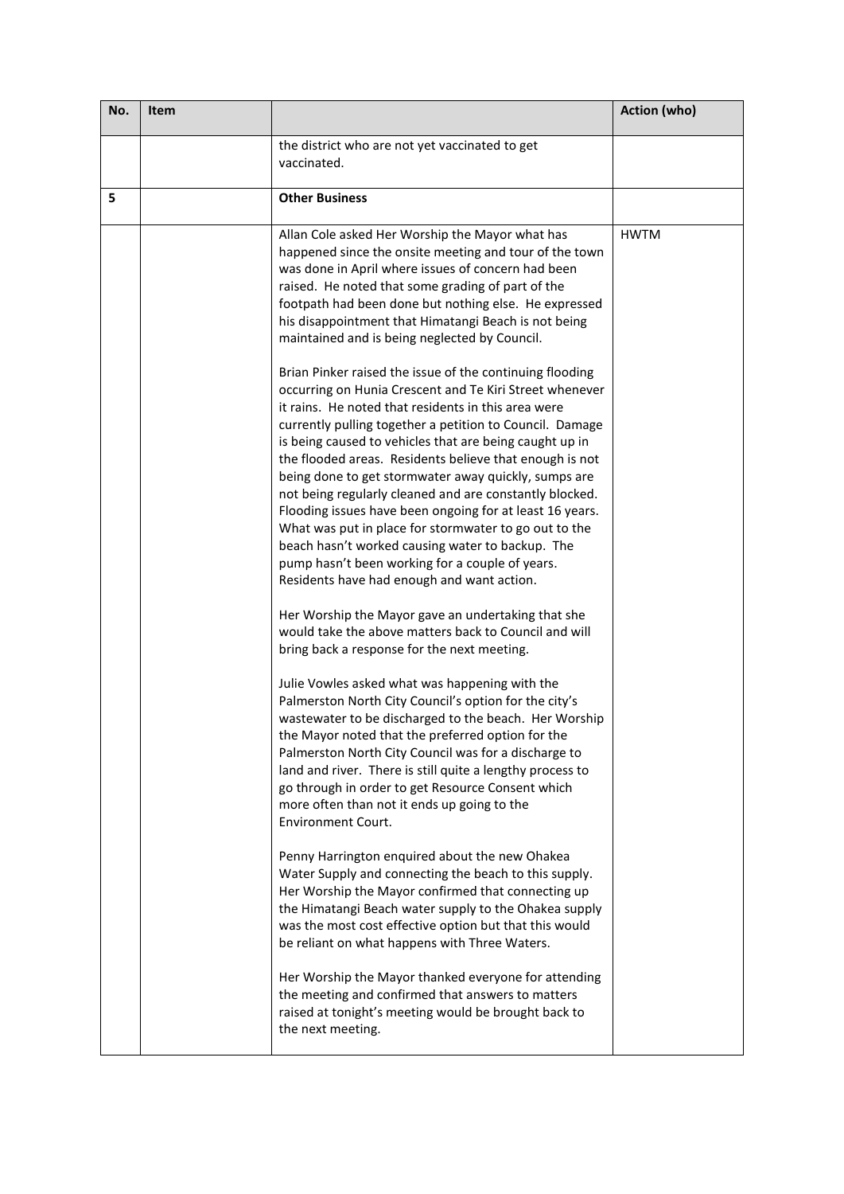| No. | Item | | Action (who) |
|---|---|---|---|
| | | the district who are not yet vaccinated to get vaccinated. | |
| 5 | | **Other Business** | |
| | | Allan Cole asked Her Worship the Mayor what has happened since the onsite meeting and tour of the town was done in April where issues of concern had been raised. He noted that some grading of part of the footpath had been done but nothing else. He expressed his disappointment that Himatangi Beach is not being maintained and is being neglected by Council.<br><br>Brian Pinker raised the issue of the continuing flooding occurring on Hunia Crescent and Te Kiri Street whenever it rains. He noted that residents in this area were currently pulling together a petition to Council. Damage is being caused to vehicles that are being caught up in the flooded areas. Residents believe that enough is not being done to get stormwater away quickly, sumps are not being regularly cleaned and are constantly blocked. Flooding issues have been ongoing for at least 16 years. What was put in place for stormwater to go out to the beach hasn't worked causing water to backup. The pump hasn't been working for a couple of years. Residents have had enough and want action.<br><br>Her Worship the Mayor gave an undertaking that she would take the above matters back to Council and will bring back a response for the next meeting.<br><br>Julie Vowles asked what was happening with the Palmerston North City Council's option for the city's wastewater to be discharged to the beach. Her Worship the Mayor noted that the preferred option for the Palmerston North City Council was for a discharge to land and river. There is still quite a lengthy process to go through in order to get Resource Consent which more often than not it ends up going to the Environment Court.<br><br>Penny Harrington enquired about the new Ohakea Water Supply and connecting the beach to this supply. Her Worship the Mayor confirmed that connecting up the Himatangi Beach water supply to the Ohakea supply was the most cost effective option but that this would be reliant on what happens with Three Waters.<br><br>Her Worship the Mayor thanked everyone for attending the meeting and confirmed that answers to matters raised at tonight's meeting would be brought back to the next meeting. | HWTM |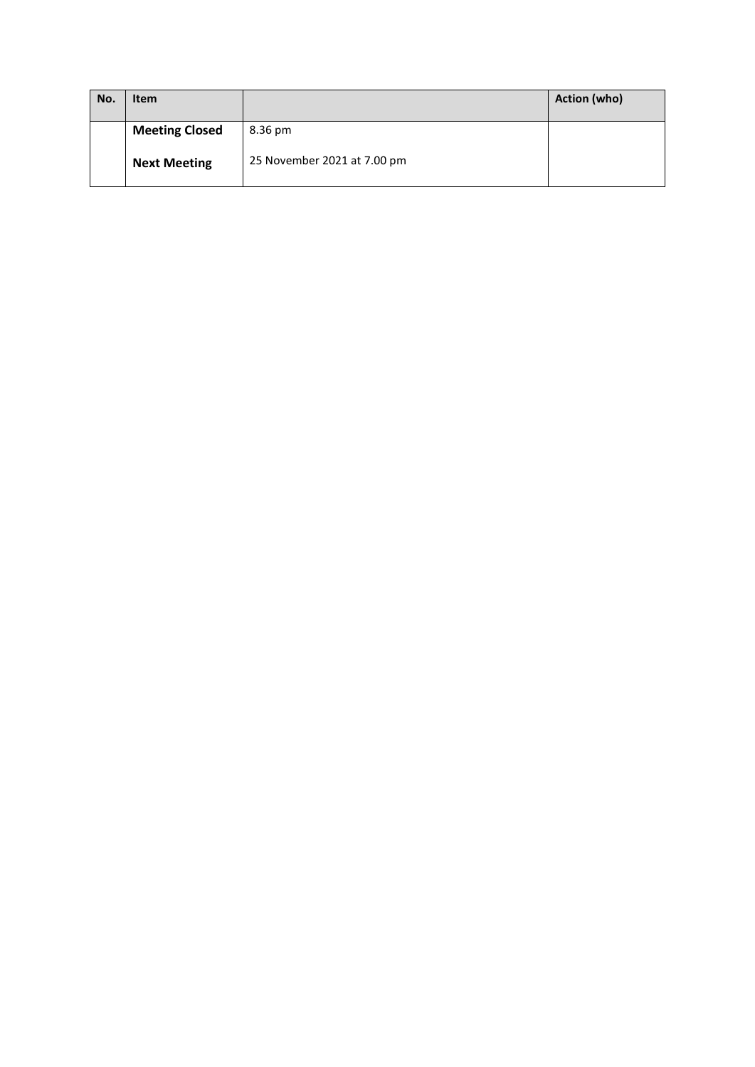| No. | Item | | Action (who) |
|---|---|---|---|
| | **Meeting Closed** | 8.36 pm | |
| | **Next Meeting** | 25 November 2021 at 7.00 pm | |